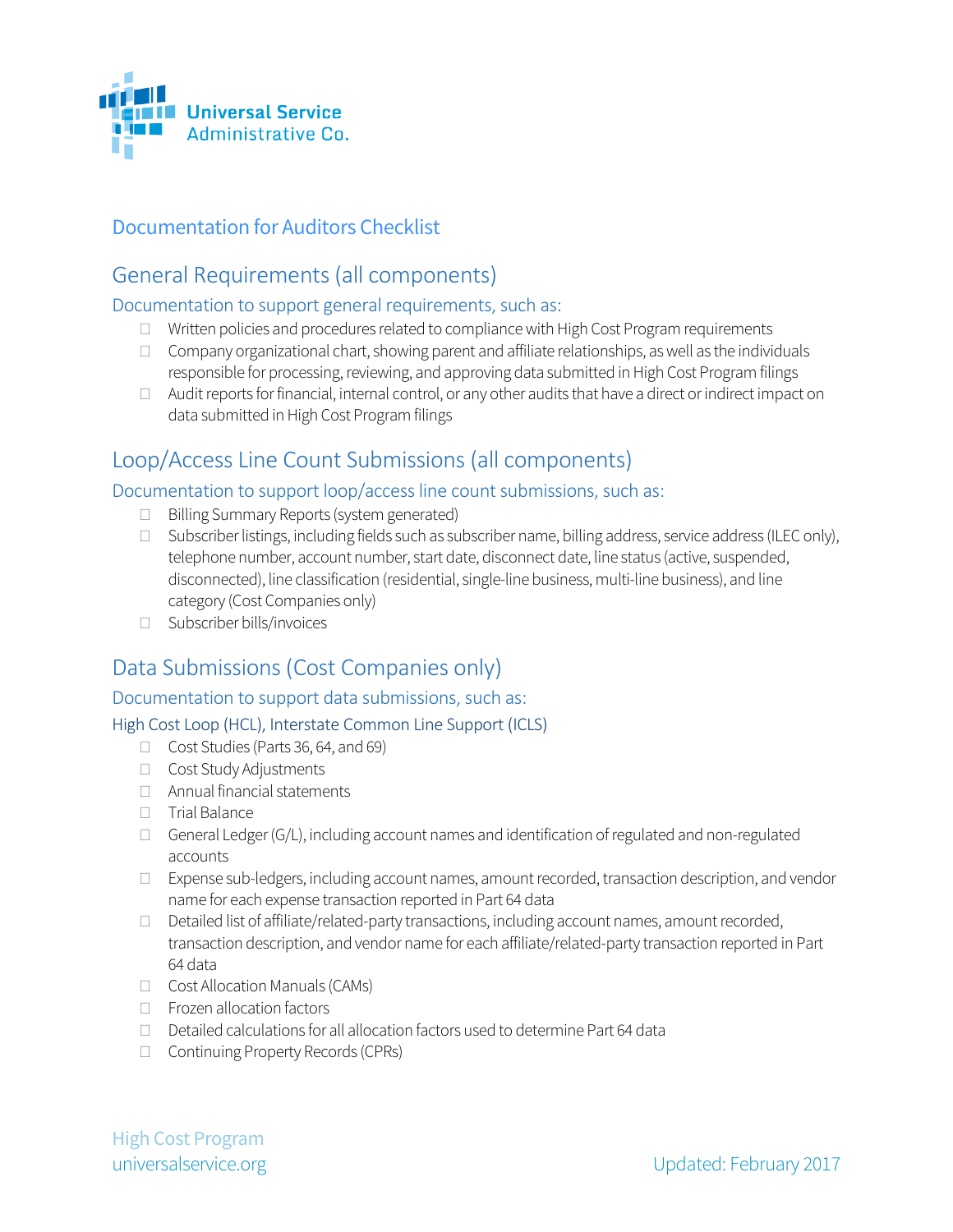Universal Service Administrative Co.

# Documentation for Auditors Checklist

## General Requirements (all components)

### Documentation to support general requirements, such as:

- ☐ Written policies and procedures related to compliance with High Cost Program requirements
- ☐ Company organizational chart, showing parent and affiliate relationships, as well as the individuals responsible for processing, reviewing, and approving data submitted in High Cost Program filings
- ☐ Audit reports for financial, internal control, or any other audits that have a direct or indirect impact on data submitted in High Cost Program filings

## Loop/Access Line Count Submissions (all components)

### Documentation to support loop/access line count submissions, such as:

- ☐ Billing Summary Reports (system generated)
- ☐ Subscriber listings, including fields such as subscriber name, billing address, service address (ILEC only), telephone number, account number, start date, disconnect date, line status (active, suspended, disconnected), line classification (residential, single-line business, multi-line business), and line category (Cost Companies only)
- ☐ Subscriber bills/invoices

## Data Submissions (Cost Companies only)

### Documentation to support data submissions, such as:

#### High Cost Loop (HCL), Interstate Common Line Support (ICLS)

- ☐ Cost Studies (Parts 36, 64, and 69)
- ☐ Cost Study Adjustments
- ☐ Annual financial statements
- ☐ Trial Balance
- ☐ General Ledger (G/L), including account names and identification of regulated and non-regulated accounts
- ☐ Expense sub-ledgers, including account names, amount recorded, transaction description, and vendor name for each expense transaction reported in Part 64 data
- ☐ Detailed list of affiliate/related-party transactions, including account names, amount recorded, transaction description, and vendor name for each affiliate/related-party transaction reported in Part 64 data
- ☐ Cost Allocation Manuals (CAMs)
- ☐ Frozen allocation factors
- ☐ Detailed calculations for all allocation factors used to determine Part 64 data
- ☐ Continuing Property Records (CPRs)

High Cost Program
universalservice.org

Updated: February 2017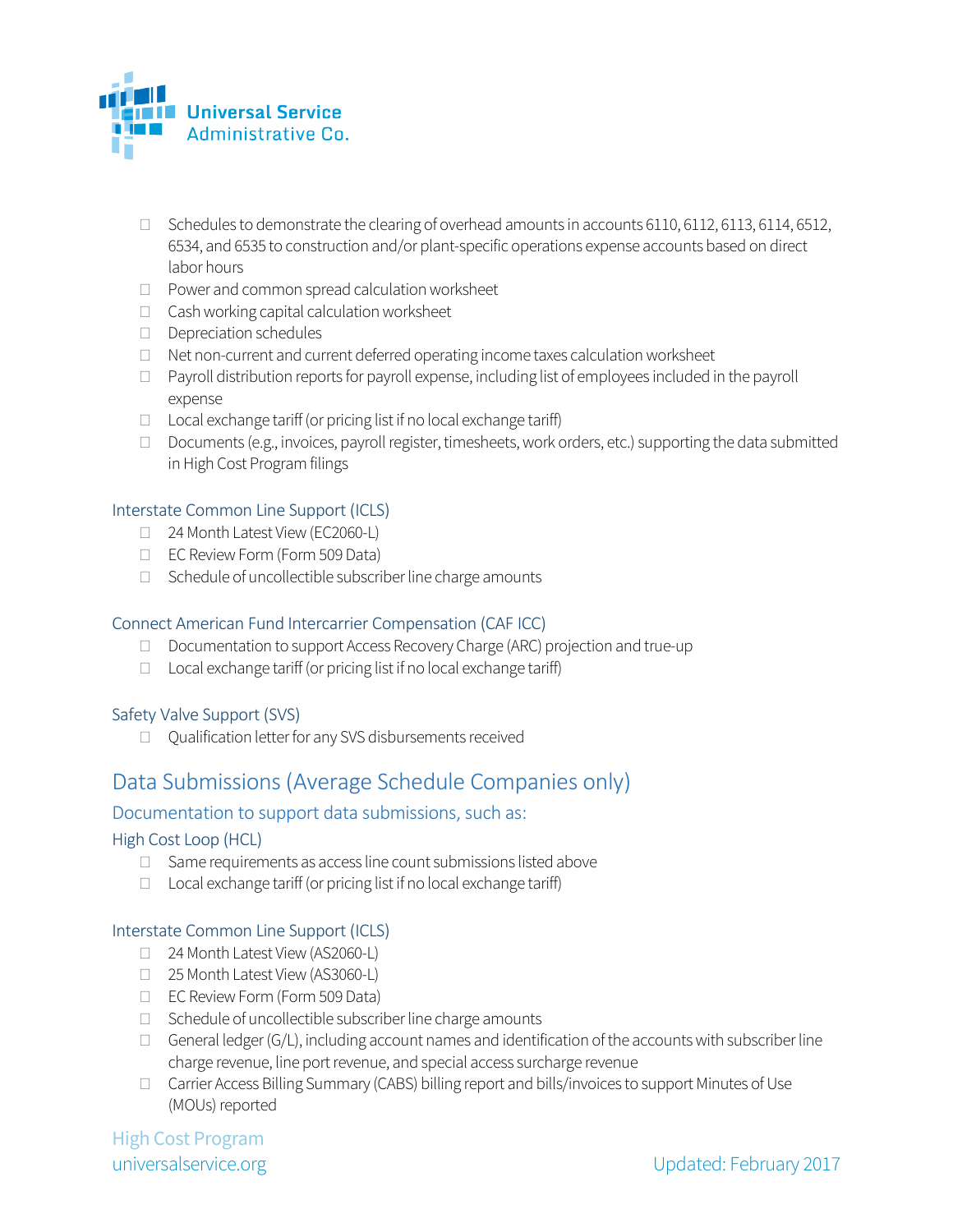- Schedules to demonstrate the clearing of overhead amounts in accounts 6110, 6112, 6113, 6114, 6512, 6534, and 6535 to construction and/or plant-specific operations expense accounts based on direct labor hours
- Power and common spread calculation worksheet
- Cash working capital calculation worksheet
- Depreciation schedules
- Net non-current and current deferred operating income taxes calculation worksheet
- Payroll distribution reports for payroll expense, including list of employees included in the payroll expense
- Local exchange tariff (or pricing list if no local exchange tariff)
- Documents (e.g., invoices, payroll register, timesheets, work orders, etc.) supporting the data submitted in High Cost Program filings

### Interstate Common Line Support (ICLS)

- 24 Month Latest View (EC2060-L)
- EC Review Form (Form 509 Data)
- Schedule of uncollectible subscriber line charge amounts

### Connect American Fund Intercarrier Compensation (CAF ICC)

- Documentation to support Access Recovery Charge (ARC) projection and true-up
- Local exchange tariff (or pricing list if no local exchange tariff)

### Safety Valve Support (SVS)

- Qualification letter for any SVS disbursements received

## Data Submissions (Average Schedule Companies only)

### Documentation to support data submissions, such as:

### High Cost Loop (HCL)

- Same requirements as access line count submissions listed above
- Local exchange tariff (or pricing list if no local exchange tariff)

### Interstate Common Line Support (ICLS)

- 24 Month Latest View (AS2060-L)
- 25 Month Latest View (AS3060-L)
- EC Review Form (Form 509 Data)
- Schedule of uncollectible subscriber line charge amounts
- General ledger (G/L), including account names and identification of the accounts with subscriber line charge revenue, line port revenue, and special access surcharge revenue
- Carrier Access Billing Summary (CABS) billing report and bills/invoices to support Minutes of Use (MOUs) reported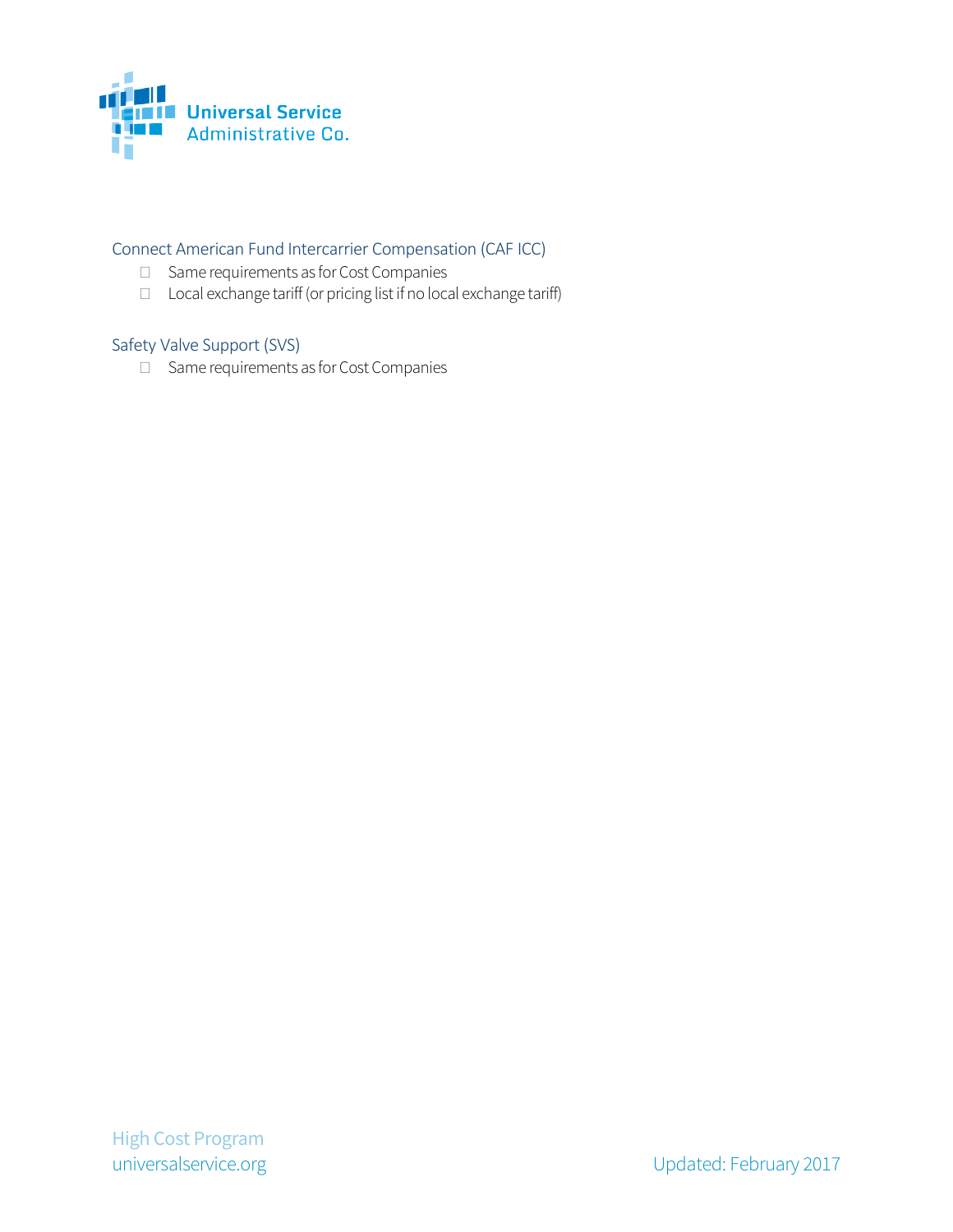## Connect American Fund Intercarrier Compensation (CAF ICC)

- Same requirements as for Cost Companies
- Local exchange tariff (or pricing list if no local exchange tariff)

## Safety Valve Support (SVS)

- Same requirements as for Cost Companies